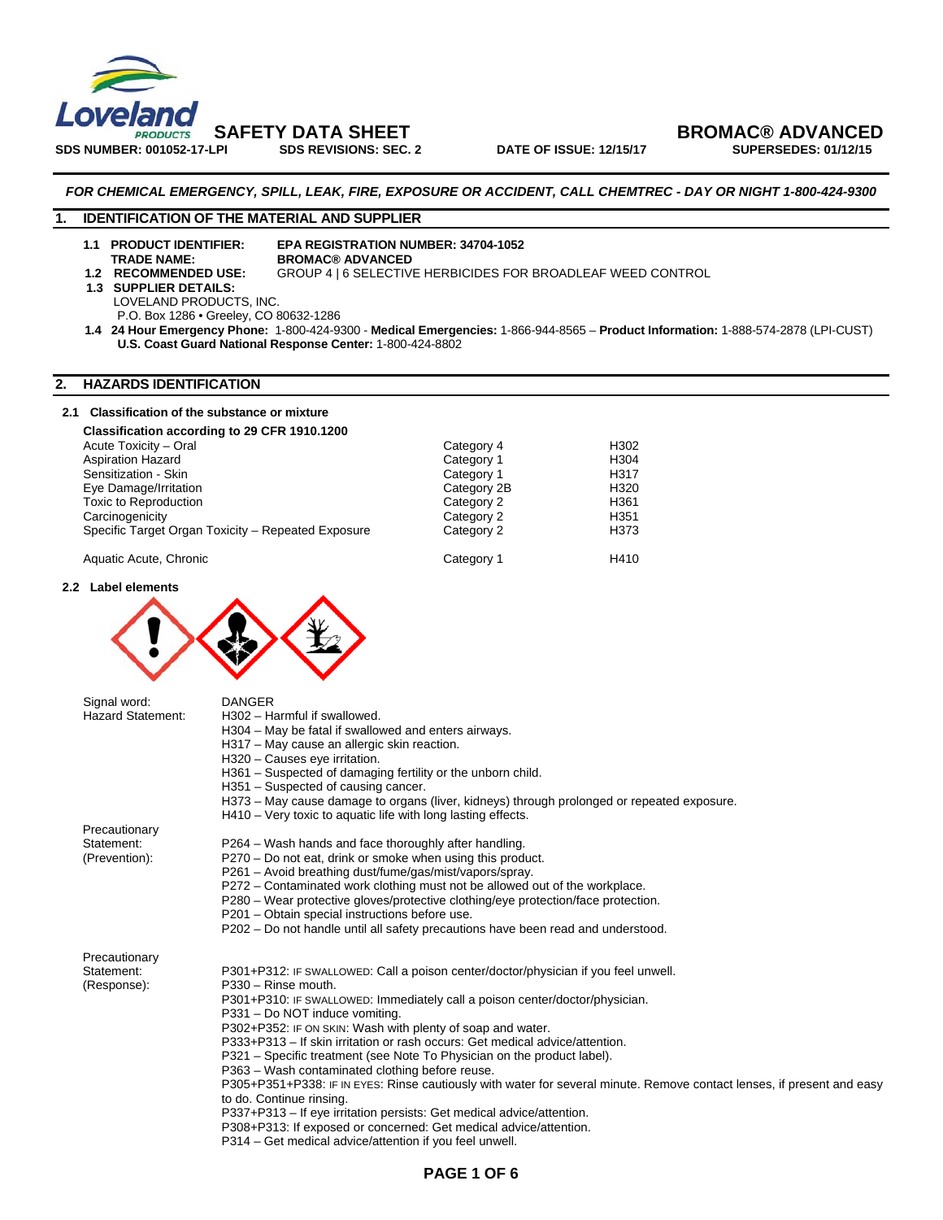**SAFETY DATA SHEET** **BROMAC® ADVANCED**

**SDS NUMBER: 001052-17-LPI** **SDS REVISIONS: SEC. 2** **DATE OF ISSUE: 12/15/17** **SUPERSEDES: 01/12/15**

***FOR CHEMICAL EMERGENCY, SPILL, LEAK, FIRE, EXPOSURE OR ACCIDENT, CALL CHEMTREC - DAY OR NIGHT 1-800-424-9300***

## 1. IDENTIFICATION OF THE MATERIAL AND SUPPLIER

**1.1 PRODUCT IDENTIFIER:** **EPA REGISTRATION NUMBER: 34704-1052**
**TRADE NAME:** **BROMAC® ADVANCED**
**1.2 RECOMMENDED USE:** GROUP 4 | 6 SELECTIVE HERBICIDES FOR BROADLEAF WEED CONTROL
**1.3 SUPPLIER DETAILS:**
LOVELAND PRODUCTS, INC.
P.O. Box 1286 • Greeley, CO 80632-1286

**1.4 24 Hour Emergency Phone:** 1-800-424-9300 - **Medical Emergencies:** 1-866-944-8565 – **Product Information:** 1-888-574-2878 (LPI-CUST)
**U.S. Coast Guard National Response Center:** 1-800-424-8802

## 2. HAZARDS IDENTIFICATION

### 2.1 Classification of the substance or mixture

**Classification according to 29 CFR 1910.1200**

| | | |
|---|---|---|
| Acute Toxicity – Oral | Category 4 | H302 |
| Aspiration Hazard | Category 1 | H304 |
| Sensitization - Skin | Category 1 | H317 |
| Eye Damage/Irritation | Category 2B | H320 |
| Toxic to Reproduction | Category 2 | H361 |
| Carcinogenicity | Category 2 | H351 |
| Specific Target Organ Toxicity – Repeated Exposure | Category 2 | H373 |
| Aquatic Acute, Chronic | Category 1 | H410 |

### 2.2 Label elements

Signal word: DANGER

Hazard Statement:
H302 – Harmful if swallowed.
H304 – May be fatal if swallowed and enters airways.
H317 – May cause an allergic skin reaction.
H320 – Causes eye irritation.
H361 – Suspected of damaging fertility or the unborn child.
H351 – Suspected of causing cancer.
H373 – May cause damage to organs (liver, kidneys) through prolonged or repeated exposure.
H410 – Very toxic to aquatic life with long lasting effects.

Precautionary Statement: (Prevention):
P264 – Wash hands and face thoroughly after handling.
P270 – Do not eat, drink or smoke when using this product.
P261 – Avoid breathing dust/fume/gas/mist/vapors/spray.
P272 – Contaminated work clothing must not be allowed out of the workplace.
P280 – Wear protective gloves/protective clothing/eye protection/face protection.
P201 – Obtain special instructions before use.
P202 – Do not handle until all safety precautions have been read and understood.

Precautionary Statement: (Response):
P301+P312: IF SWALLOWED: Call a poison center/doctor/physician if you feel unwell.
P330 – Rinse mouth.
P301+P310: IF SWALLOWED: Immediately call a poison center/doctor/physician.
P331 – Do NOT induce vomiting.
P302+P352: IF ON SKIN: Wash with plenty of soap and water.
P333+P313 – If skin irritation or rash occurs: Get medical advice/attention.
P321 – Specific treatment (see Note To Physician on the product label).
P363 – Wash contaminated clothing before reuse.
P305+P351+P338: IF IN EYES: Rinse cautiously with water for several minute. Remove contact lenses, if present and easy to do. Continue rinsing.
P337+P313 – If eye irritation persists: Get medical advice/attention.
P308+P313: If exposed or concerned: Get medical advice/attention.
P314 – Get medical advice/attention if you feel unwell.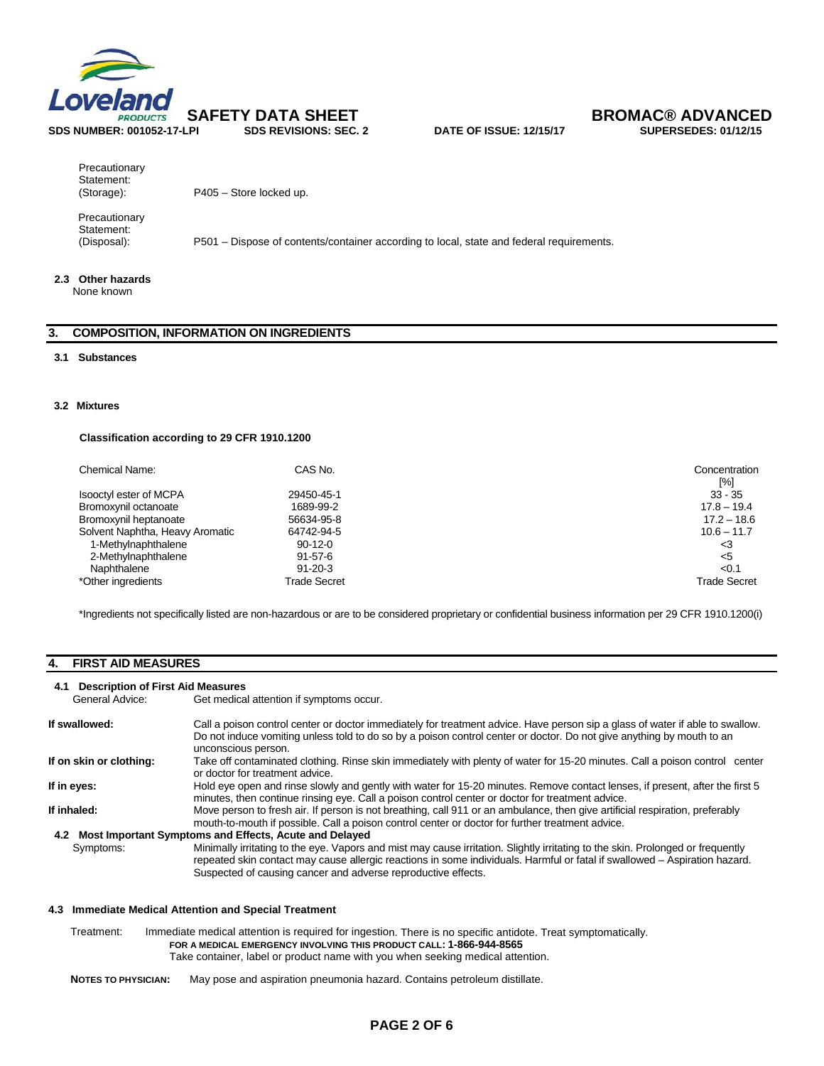Precautionary Statement: (Storage): P405 – Store locked up.

Precautionary Statement: (Disposal): P501 – Dispose of contents/container according to local, state and federal requirements.

**2.3 Other hazards**

None known

## 3. COMPOSITION, INFORMATION ON INGREDIENTS

**3.1 Substances**

**3.2 Mixtures**

**Classification according to 29 CFR 1910.1200**

| Chemical Name: | CAS No. | Concentration [%] |
|---|---|---|
| Isooctyl ester of MCPA | 29450-45-1 | 33 - 35 |
| Bromoxynil octanoate | 1689-99-2 | 17.8 – 19.4 |
| Bromoxynil heptanoate | 56634-95-8 | 17.2 – 18.6 |
| Solvent Naphtha, Heavy Aromatic | 64742-94-5 | 10.6 – 11.7 |
| 1-Methylnaphthalene | 90-12-0 | <3 |
| 2-Methylnaphthalene | 91-57-6 | <5 |
| Naphthalene | 91-20-3 | <0.1 |
| *Other ingredients | Trade Secret | Trade Secret |

*Ingredients not specifically listed are non-hazardous or are to be considered proprietary or confidential business information per 29 CFR 1910.1200(i)

## 4. FIRST AID MEASURES

**4.1 Description of First Aid Measures**

General Advice: Get medical attention if symptoms occur.

**If swallowed:** Call a poison control center or doctor immediately for treatment advice. Have person sip a glass of water if able to swallow. Do not induce vomiting unless told to do so by a poison control center or doctor. Do not give anything by mouth to an unconscious person.

**If on skin or clothing:** Take off contaminated clothing. Rinse skin immediately with plenty of water for 15-20 minutes. Call a poison control center or doctor for treatment advice.

**If in eyes:** Hold eye open and rinse slowly and gently with water for 15-20 minutes. Remove contact lenses, if present, after the first 5 minutes, then continue rinsing eye. Call a poison control center or doctor for treatment advice.

**If inhaled:** Move person to fresh air. If person is not breathing, call 911 or an ambulance, then give artificial respiration, preferably mouth-to-mouth if possible. Call a poison control center or doctor for further treatment advice.

**4.2 Most Important Symptoms and Effects, Acute and Delayed**

Symptoms: Minimally irritating to the eye. Vapors and mist may cause irritation. Slightly irritating to the skin. Prolonged or frequently repeated skin contact may cause allergic reactions in some individuals. Harmful or fatal if swallowed – Aspiration hazard. Suspected of causing cancer and adverse reproductive effects.

**4.3 Immediate Medical Attention and Special Treatment**

Treatment: Immediate medical attention is required for ingestion. There is no specific antidote. Treat symptomatically.

**FOR A MEDICAL EMERGENCY INVOLVING THIS PRODUCT CALL: 1-866-944-8565**

Take container, label or product name with you when seeking medical attention.

**NOTES TO PHYSICIAN:** May pose and aspiration pneumonia hazard. Contains petroleum distillate.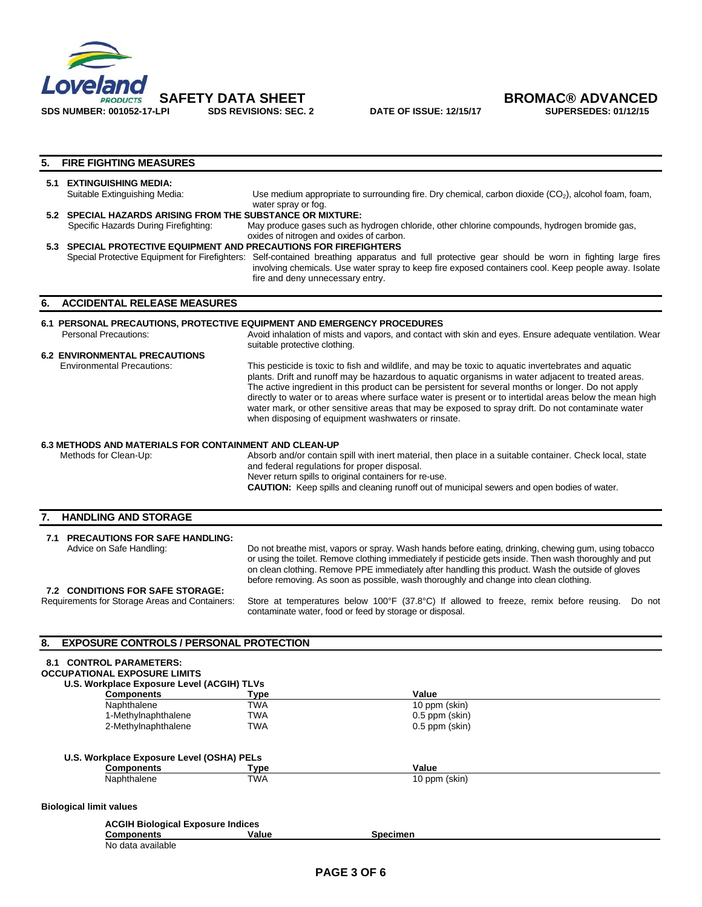## 5. FIRE FIGHTING MEASURES

### 5.1 EXTINGUISHING MEDIA:

Suitable Extinguishing Media: Use medium appropriate to surrounding fire. Dry chemical, carbon dioxide ($CO_2$), alcohol foam, foam, water spray or fog.

### 5.2 SPECIAL HAZARDS ARISING FROM THE SUBSTANCE OR MIXTURE:

Specific Hazards During Firefighting: May produce gases such as hydrogen chloride, other chlorine compounds, hydrogen bromide gas, oxides of nitrogen and oxides of carbon.

### 5.3 SPECIAL PROTECTIVE EQUIPMENT AND PRECAUTIONS FOR FIREFIGHTERS

Special Protective Equipment for Firefighters: Self-contained breathing apparatus and full protective gear should be worn in fighting large fires involving chemicals. Use water spray to keep fire exposed containers cool. Keep people away. Isolate fire and deny unnecessary entry.

## 6. ACCIDENTAL RELEASE MEASURES

### 6.1 PERSONAL PRECAUTIONS, PROTECTIVE EQUIPMENT AND EMERGENCY PROCEDURES

Personal Precautions: Avoid inhalation of mists and vapors, and contact with skin and eyes. Ensure adequate ventilation. Wear suitable protective clothing.

### 6.2 ENVIRONMENTAL PRECAUTIONS

Environmental Precautions: This pesticide is toxic to fish and wildlife, and may be toxic to aquatic invertebrates and aquatic plants. Drift and runoff may be hazardous to aquatic organisms in water adjacent to treated areas. The active ingredient in this product can be persistent for several months or longer. Do not apply directly to water or to areas where surface water is present or to intertidal areas below the mean high water mark, or other sensitive areas that may be exposed to spray drift. Do not contaminate water when disposing of equipment washwaters or rinsate.

### 6.3 METHODS AND MATERIALS FOR CONTAINMENT AND CLEAN-UP

Methods for Clean-Up: Absorb and/or contain spill with inert material, then place in a suitable container. Check local, state and federal regulations for proper disposal.
Never return spills to original containers for re-use.
**CAUTION:** Keep spills and cleaning runoff out of municipal sewers and open bodies of water.

## 7. HANDLING AND STORAGE

### 7.1 PRECAUTIONS FOR SAFE HANDLING:

Advice on Safe Handling: Do not breathe mist, vapors or spray. Wash hands before eating, drinking, chewing gum, using tobacco or using the toilet. Remove clothing immediately if pesticide gets inside. Then wash thoroughly and put on clean clothing. Remove PPE immediately after handling this product. Wash the outside of gloves before removing. As soon as possible, wash thoroughly and change into clean clothing.

### 7.2 CONDITIONS FOR SAFE STORAGE:

Requirements for Storage Areas and Containers: Store at temperatures below 100°F (37.8°C) If allowed to freeze, remix before reusing. Do not contaminate water, food or feed by storage or disposal.

## 8. EXPOSURE CONTROLS / PERSONAL PROTECTION

### 8.1 CONTROL PARAMETERS:

**OCCUPATIONAL EXPOSURE LIMITS**

**U.S. Workplace Exposure Level (ACGIH) TLVs**

| Components | Type | Value |
|---|---|---|
| Naphthalene | TWA | 10 ppm (skin) |
| 1-Methylnaphthalene | TWA | 0.5 ppm (skin) |
| 2-Methylnaphthalene | TWA | 0.5 ppm (skin) |

**U.S. Workplace Exposure Level (OSHA) PELs**

| Components | Type | Value |
|---|---|---|
| Naphthalene | TWA | 10 ppm (skin) |

**Biological limit values**

**ACGIH Biological Exposure Indices**

| Components | Value | Specimen |
|---|---|---|
| No data available | | |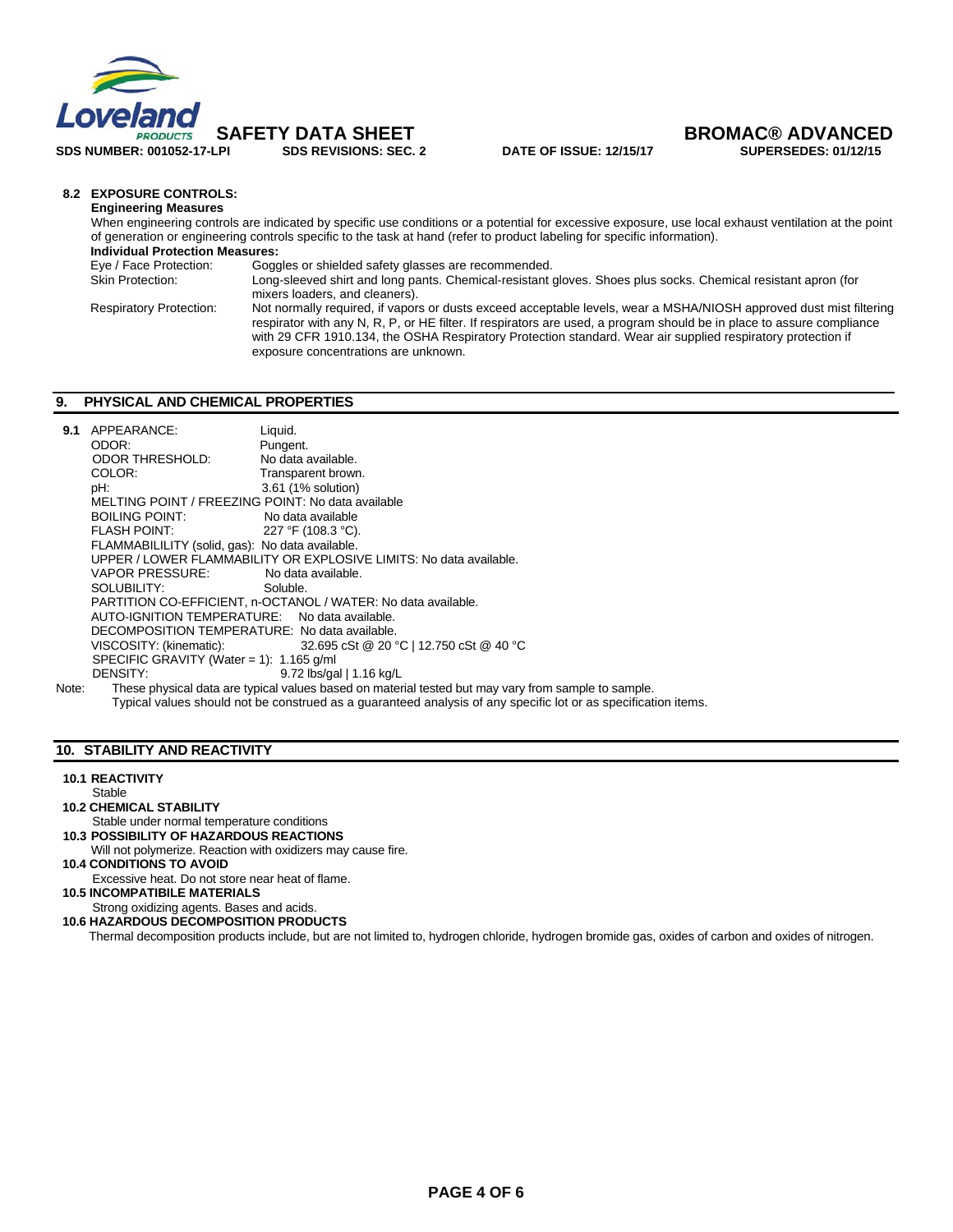**8.2 EXPOSURE CONTROLS:**

**Engineering Measures**

When engineering controls are indicated by specific use conditions or a potential for excessive exposure, use local exhaust ventilation at the point of generation or engineering controls specific to the task at hand (refer to product labeling for specific information).

**Individual Protection Measures:**

| | |
|---|---|
| Eye / Face Protection: | Goggles or shielded safety glasses are recommended. |
| Skin Protection: | Long-sleeved shirt and long pants. Chemical-resistant gloves. Shoes plus socks. Chemical resistant apron (for mixers loaders, and cleaners). |
| Respiratory Protection: | Not normally required, if vapors or dusts exceed acceptable levels, wear a MSHA/NIOSH approved dust mist filtering respirator with any N, R, P, or HE filter. If respirators are used, a program should be in place to assure compliance with 29 CFR 1910.134, the OSHA Respiratory Protection standard. Wear air supplied respiratory protection if exposure concentrations are unknown. |

## 9. PHYSICAL AND CHEMICAL PROPERTIES

**9.1**

APPEARANCE: Liquid.
ODOR: Pungent.
ODOR THRESHOLD: No data available.
COLOR: Transparent brown.
pH: 3.61 (1% solution)
MELTING POINT / FREEZING POINT: No data available
BOILING POINT: No data available
FLASH POINT: 227 °F (108.3 °C).
FLAMMABILILITY (solid, gas): No data available.
UPPER / LOWER FLAMMABILITY OR EXPLOSIVE LIMITS: No data available.
VAPOR PRESSURE: No data available.
SOLUBILITY: Soluble.
PARTITION CO-EFFICIENT, n-OCTANOL / WATER: No data available.
AUTO-IGNITION TEMPERATURE: No data available.
DECOMPOSITION TEMPERATURE: No data available.
VISCOSITY: (kinematic): 32.695 cSt @ 20 °C | 12.750 cSt @ 40 °C
SPECIFIC GRAVITY (Water = 1): 1.165 g/ml
DENSITY: 9.72 lbs/gal | 1.16 kg/L

Note: These physical data are typical values based on material tested but may vary from sample to sample. Typical values should not be construed as a guaranteed analysis of any specific lot or as specification items.

## 10. STABILITY AND REACTIVITY

**10.1 REACTIVITY**

Stable

**10.2 CHEMICAL STABILITY**

Stable under normal temperature conditions

**10.3 POSSIBILITY OF HAZARDOUS REACTIONS**

Will not polymerize. Reaction with oxidizers may cause fire.

**10.4 CONDITIONS TO AVOID**

Excessive heat. Do not store near heat of flame.

**10.5 INCOMPATIBILE MATERIALS**

Strong oxidizing agents. Bases and acids.

**10.6 HAZARDOUS DECOMPOSITION PRODUCTS**

Thermal decomposition products include, but are not limited to, hydrogen chloride, hydrogen bromide gas, oxides of carbon and oxides of nitrogen.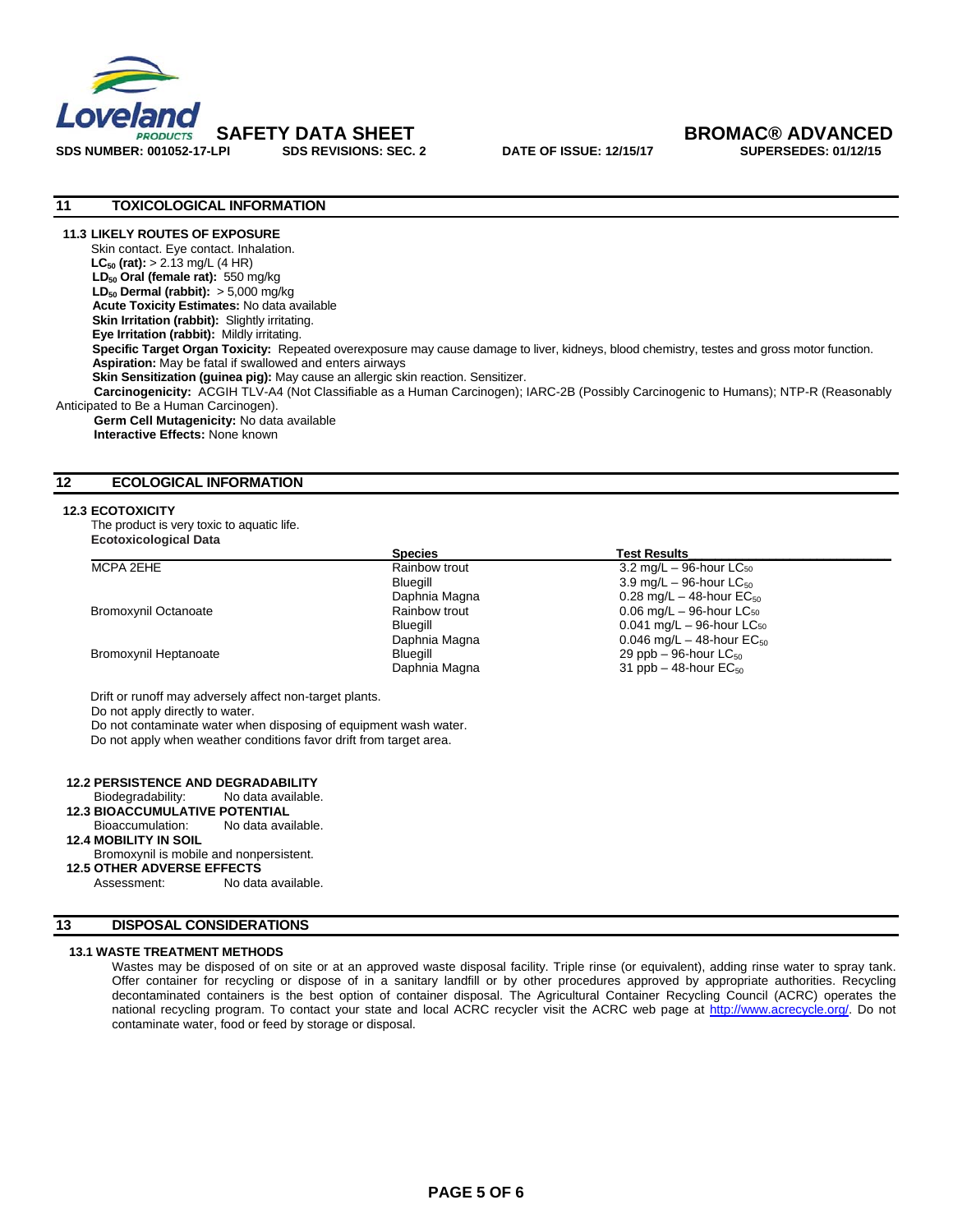## 11 TOXICOLOGICAL INFORMATION

**11.3 LIKELY ROUTES OF EXPOSURE**

Skin contact. Eye contact. Inhalation.

**$LC_{50}$ (rat):** > 2.13 mg/L (4 HR)

**$LD_{50}$ Oral (female rat):** 550 mg/kg

**$LD_{50}$ Dermal (rabbit):** > 5,000 mg/kg

**Acute Toxicity Estimates:** No data available

**Skin Irritation (rabbit):** Slightly irritating.

**Eye Irritation (rabbit):** Mildly irritating.

**Specific Target Organ Toxicity:** Repeated overexposure may cause damage to liver, kidneys, blood chemistry, testes and gross motor function.

**Aspiration:** May be fatal if swallowed and enters airways

**Skin Sensitization (guinea pig):** May cause an allergic skin reaction. Sensitizer.

**Carcinogenicity:** ACGIH TLV-A4 (Not Classifiable as a Human Carcinogen); IARC-2B (Possibly Carcinogenic to Humans); NTP-R (Reasonably Anticipated to Be a Human Carcinogen).

**Germ Cell Mutagenicity:** No data available

**Interactive Effects:** None known

## 12 ECOLOGICAL INFORMATION

**12.3 ECOTOXICITY**

The product is very toxic to aquatic life.

**Ecotoxicological Data**

| | Species | Test Results |
|---|---|---|
| MCPA 2EHE | Rainbow trout | 3.2 mg/L – 96-hour $LC_{50}$ |
| | Bluegill | 3.9 mg/L – 96-hour $LC_{50}$ |
| | Daphnia Magna | 0.28 mg/L – 48-hour $EC_{50}$ |
| Bromoxynil Octanoate | Rainbow trout | 0.06 mg/L – 96-hour $LC_{50}$ |
| | Bluegill | 0.041 mg/L – 96-hour $LC_{50}$ |
| | Daphnia Magna | 0.046 mg/L – 48-hour $EC_{50}$ |
| Bromoxynil Heptanoate | Bluegill | 29 ppb – 96-hour $LC_{50}$ |
| | Daphnia Magna | 31 ppb – 48-hour $EC_{50}$ |

Drift or runoff may adversely affect non-target plants.
Do not apply directly to water.
Do not contaminate water when disposing of equipment wash water.
Do not apply when weather conditions favor drift from target area.

**12.2 PERSISTENCE AND DEGRADABILITY**

Biodegradability: No data available.

**12.3 BIOACCUMULATIVE POTENTIAL**

Bioaccumulation: No data available.

**12.4 MOBILITY IN SOIL**

Bromoxynil is mobile and nonpersistent.

**12.5 OTHER ADVERSE EFFECTS**

Assessment: No data available.

## 13 DISPOSAL CONSIDERATIONS

**13.1 WASTE TREATMENT METHODS**

Wastes may be disposed of on site or at an approved waste disposal facility. Triple rinse (or equivalent), adding rinse water to spray tank. Offer container for recycling or dispose of in a sanitary landfill or by other procedures approved by appropriate authorities. Recycling decontaminated containers is the best option of container disposal. The Agricultural Container Recycling Council (ACRC) operates the national recycling program. To contact your state and local ACRC recycler visit the ACRC web page at http://www.acrecycle.org/. Do not contaminate water, food or feed by storage or disposal.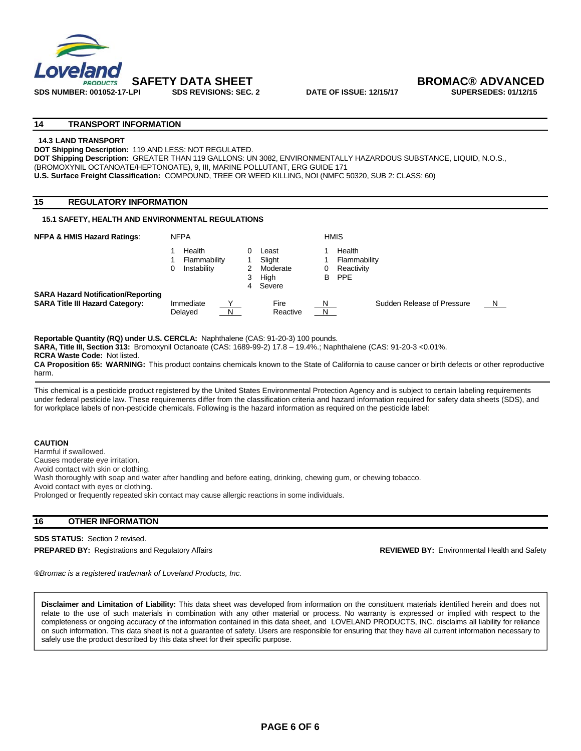**SAFETY DATA SHEET** **BROMAC® ADVANCED**

**SDS NUMBER: 001052-17-LPI** **SDS REVISIONS: SEC. 2** **DATE OF ISSUE: 12/15/17** **SUPERSEDES: 01/12/15**

## 14 TRANSPORT INFORMATION

**14.3 LAND TRANSPORT**

**DOT Shipping Description:** 119 AND LESS: NOT REGULATED.
**DOT Shipping Description:** GREATER THAN 119 GALLONS: UN 3082, ENVIRONMENTALLY HAZARDOUS SUBSTANCE, LIQUID, N.O.S., (BROMOXYNIL OCTANOATE/HEPTONOATE), 9, III, MARINE POLLUTANT, ERG GUIDE 171
**U.S. Surface Freight Classification:** COMPOUND, TREE OR WEED KILLING, NOI (NMFC 50320, SUB 2: CLASS: 60)

## 15 REGULATORY INFORMATION

**15.1 SAFETY, HEALTH AND ENVIRONMENTAL REGULATIONS**

**NFPA & HMIS Hazard Ratings:**

| NFPA | | Scale | | HMIS | |
|---|---|---|---|---|---|
| 1 | Health | 0 | Least | 1 | Health |
| 1 | Flammability | 1 | Slight | 1 | Flammability |
| 0 | Instability | 2 | Moderate | 0 | Reactivity |
| | | 3 | High | B | PPE |
| | | 4 | Severe | | |

**SARA Hazard Notification/Reporting**
**SARA Title III Hazard Category:**

| | | | | | |
|---|---|---|---|---|---|
| Immediate | Y | Fire | N | Sudden Release of Pressure | N |
| Delayed | N | Reactive | N | | |

**Reportable Quantity (RQ) under U.S. CERCLA:** Naphthalene (CAS: 91-20-3) 100 pounds.
**SARA, Title III, Section 313:** Bromoxynil Octanoate (CAS: 1689-99-2) 17.8 – 19.4%.; Naphthalene (CAS: 91-20-3 <0.01%.
**RCRA Waste Code:** Not listed.
**CA Proposition 65: WARNING:** This product contains chemicals known to the State of California to cause cancer or birth defects or other reproductive harm.

This chemical is a pesticide product registered by the United States Environmental Protection Agency and is subject to certain labeling requirements under federal pesticide law. These requirements differ from the classification criteria and hazard information required for safety data sheets (SDS), and for workplace labels of non-pesticide chemicals. Following is the hazard information as required on the pesticide label:

**CAUTION**
Harmful if swallowed.
Causes moderate eye irritation.
Avoid contact with skin or clothing.
Wash thoroughly with soap and water after handling and before eating, drinking, chewing gum, or chewing tobacco.
Avoid contact with eyes or clothing.
Prolonged or frequently repeated skin contact may cause allergic reactions in some individuals.

## 16 OTHER INFORMATION

**SDS STATUS:** Section 2 revised.
**PREPARED BY:** Registrations and Regulatory Affairs
**REVIEWED BY:** Environmental Health and Safety

*®Bromac is a registered trademark of Loveland Products, Inc.*

**Disclaimer and Limitation of Liability:** This data sheet was developed from information on the constituent materials identified herein and does not relate to the use of such materials in combination with any other material or process. No warranty is expressed or implied with respect to the completeness or ongoing accuracy of the information contained in this data sheet, and LOVELAND PRODUCTS, INC. disclaims all liability for reliance on such information. This data sheet is not a guarantee of safety. Users are responsible for ensuring that they have all current information necessary to safely use the product described by this data sheet for their specific purpose.